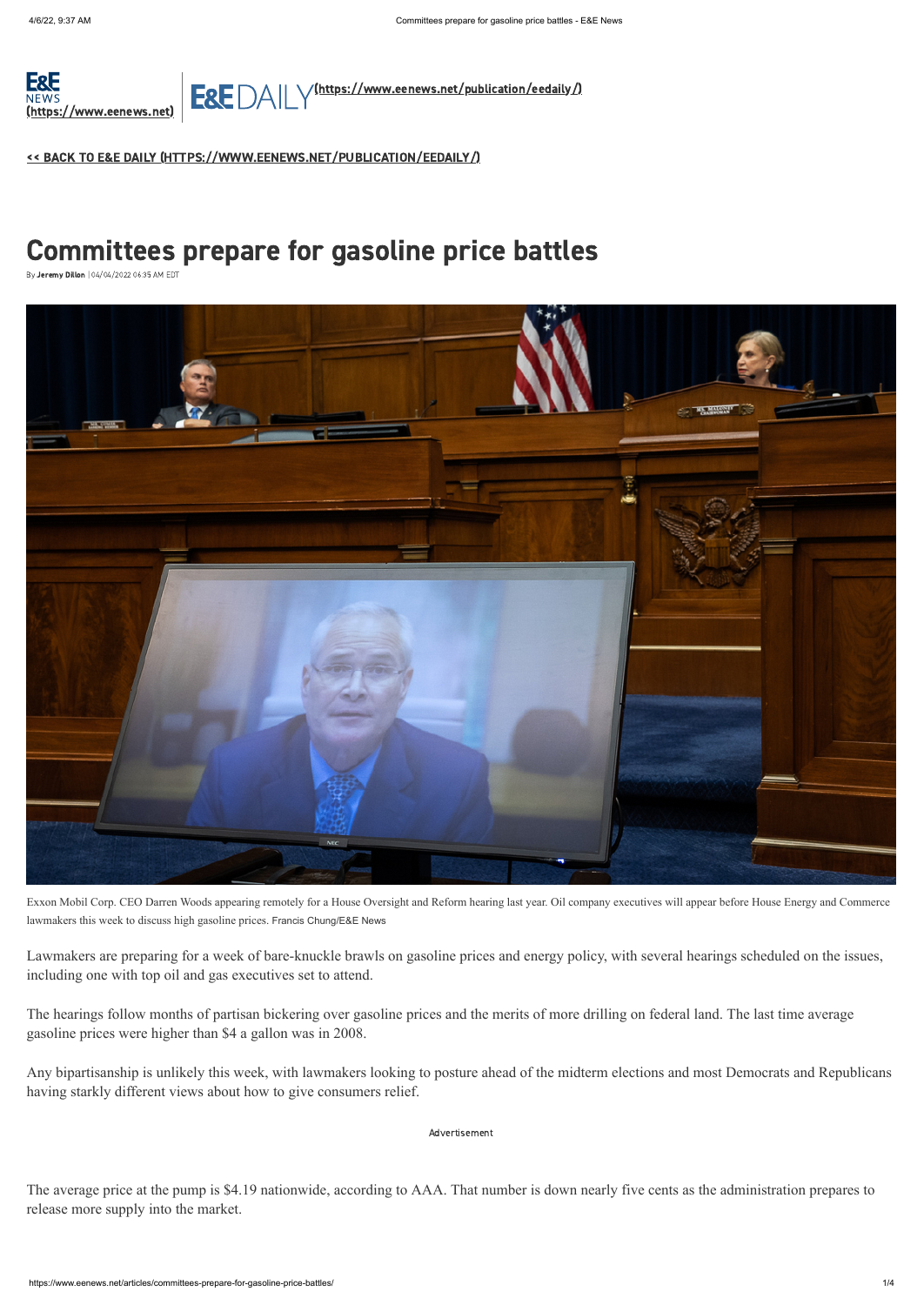[E&E NEWS (https://www.eenews.net)](https://www.eenews.net) | [E&E DAILY (https://www.eenews.net/publication/eedaily/)](https://www.eenews.net/publication/eedaily/)

[<< BACK TO E&E DAILY (HTTPS://WWW.EENEWS.NET/PUBLICATION/EEDAILY/)](https://www.eenews.net/publication/eedaily/)

# Committees prepare for gasoline price battles

By **Jeremy Dillon** | 04/04/2022 06:35 AM EDT

Exxon Mobil Corp. CEO Darren Woods appearing remotely for a House Oversight and Reform hearing last year. Oil company executives will appear before House Energy and Commerce lawmakers this week to discuss high gasoline prices. Francis Chung/E&E News

Lawmakers are preparing for a week of bare-knuckle brawls on gasoline prices and energy policy, with several hearings scheduled on the issues, including one with top oil and gas executives set to attend.

The hearings follow months of partisan bickering over gasoline prices and the merits of more drilling on federal land. The last time average gasoline prices were higher than $4 a gallon was in 2008.

Any bipartisanship is unlikely this week, with lawmakers looking to posture ahead of the midterm elections and most Democrats and Republicans having starkly different views about how to give consumers relief.

Advertisement

The average price at the pump is $4.19 nationwide, according to AAA. That number is down nearly five cents as the administration prepares to release more supply into the market.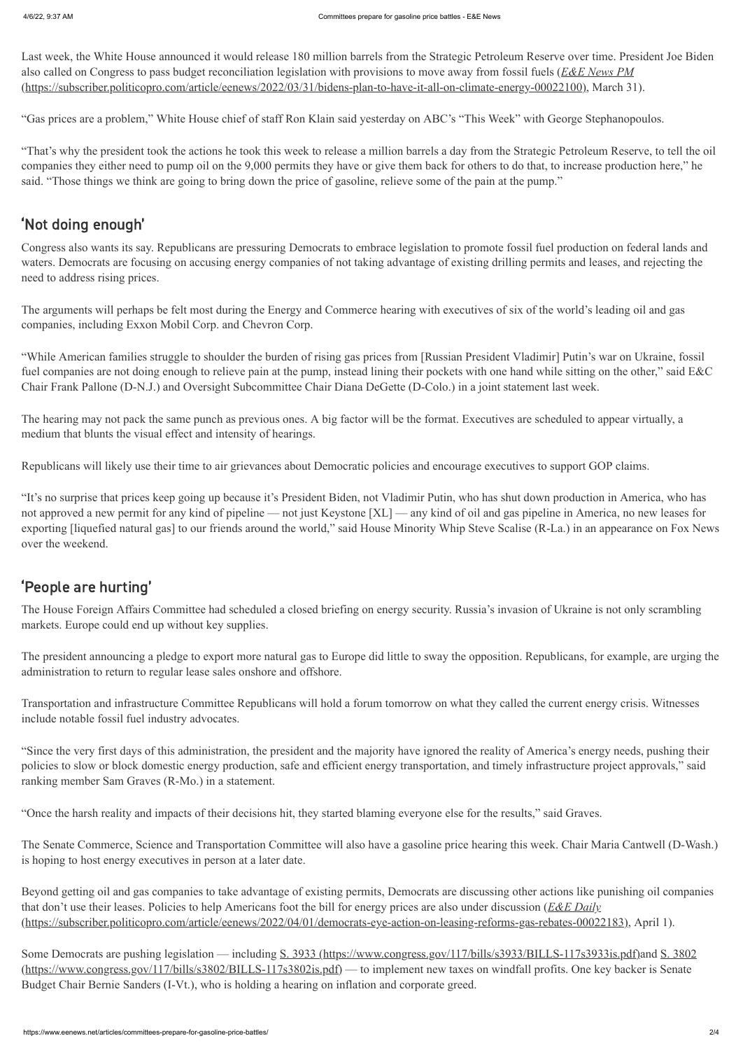Last week, the White House announced it would release 180 million barrels from the Strategic Petroleum Reserve over time. President Joe Biden also called on Congress to pass budget reconciliation legislation with provisions to move away from fossil fuels (*E&E News PM* (https://subscriber.politicopro.com/article/eenews/2022/03/31/bidens-plan-to-have-it-all-on-climate-energy-00022100), March 31).

"Gas prices are a problem," White House chief of staff Ron Klain said yesterday on ABC's "This Week" with George Stephanopoulos.

"That's why the president took the actions he took this week to release a million barrels a day from the Strategic Petroleum Reserve, to tell the oil companies they either need to pump oil on the 9,000 permits they have or give them back for others to do that, to increase production here," he said. "Those things we think are going to bring down the price of gasoline, relieve some of the pain at the pump."

## 'Not doing enough'

Congress also wants its say. Republicans are pressuring Democrats to embrace legislation to promote fossil fuel production on federal lands and waters. Democrats are focusing on accusing energy companies of not taking advantage of existing drilling permits and leases, and rejecting the need to address rising prices.

The arguments will perhaps be felt most during the Energy and Commerce hearing with executives of six of the world's leading oil and gas companies, including Exxon Mobil Corp. and Chevron Corp.

"While American families struggle to shoulder the burden of rising gas prices from [Russian President Vladimir] Putin's war on Ukraine, fossil fuel companies are not doing enough to relieve pain at the pump, instead lining their pockets with one hand while sitting on the other," said E&C Chair Frank Pallone (D-N.J.) and Oversight Subcommittee Chair Diana DeGette (D-Colo.) in a joint statement last week.

The hearing may not pack the same punch as previous ones. A big factor will be the format. Executives are scheduled to appear virtually, a medium that blunts the visual effect and intensity of hearings.

Republicans will likely use their time to air grievances about Democratic policies and encourage executives to support GOP claims.

"It's no surprise that prices keep going up because it's President Biden, not Vladimir Putin, who has shut down production in America, who has not approved a new permit for any kind of pipeline — not just Keystone [XL] — any kind of oil and gas pipeline in America, no new leases for exporting [liquefied natural gas] to our friends around the world," said House Minority Whip Steve Scalise (R-La.) in an appearance on Fox News over the weekend.

## 'People are hurting'

The House Foreign Affairs Committee had scheduled a closed briefing on energy security. Russia's invasion of Ukraine is not only scrambling markets. Europe could end up without key supplies.

The president announcing a pledge to export more natural gas to Europe did little to sway the opposition. Republicans, for example, are urging the administration to return to regular lease sales onshore and offshore.

Transportation and infrastructure Committee Republicans will hold a forum tomorrow on what they called the current energy crisis. Witnesses include notable fossil fuel industry advocates.

"Since the very first days of this administration, the president and the majority have ignored the reality of America's energy needs, pushing their policies to slow or block domestic energy production, safe and efficient energy transportation, and timely infrastructure project approvals," said ranking member Sam Graves (R-Mo.) in a statement.

"Once the harsh reality and impacts of their decisions hit, they started blaming everyone else for the results," said Graves.

The Senate Commerce, Science and Transportation Committee will also have a gasoline price hearing this week. Chair Maria Cantwell (D-Wash.) is hoping to host energy executives in person at a later date.

Beyond getting oil and gas companies to take advantage of existing permits, Democrats are discussing other actions like punishing oil companies that don't use their leases. Policies to help Americans foot the bill for energy prices are also under discussion (*E&E Daily* (https://subscriber.politicopro.com/article/eenews/2022/04/01/democrats-eye-action-on-leasing-reforms-gas-rebates-00022183), April 1).

Some Democrats are pushing legislation — including S. 3933 (https://www.congress.gov/117/bills/s3933/BILLS-117s3933is.pdf)and S. 3802 (https://www.congress.gov/117/bills/s3802/BILLS-117s3802is.pdf) — to implement new taxes on windfall profits. One key backer is Senate Budget Chair Bernie Sanders (I-Vt.), who is holding a hearing on inflation and corporate greed.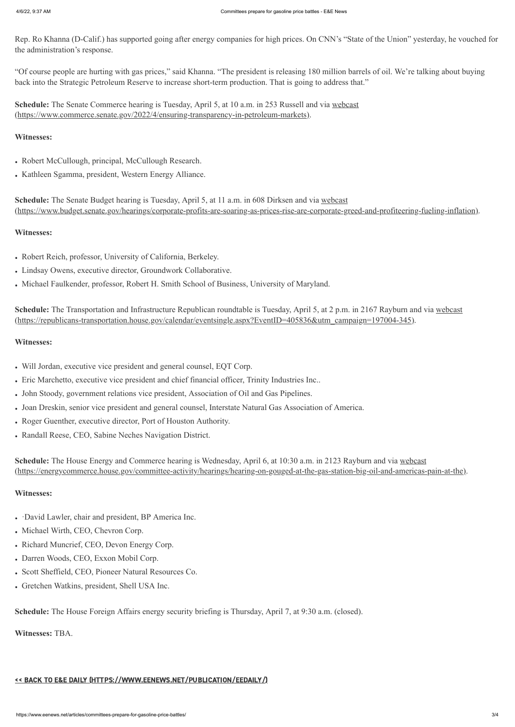Rep. Ro Khanna (D-Calif.) has supported going after energy companies for high prices. On CNN's "State of the Union" yesterday, he vouched for the administration's response.

"Of course people are hurting with gas prices," said Khanna. "The president is releasing 180 million barrels of oil. We're talking about buying back into the Strategic Petroleum Reserve to increase short-term production. That is going to address that."

**Schedule:** The Senate Commerce hearing is Tuesday, April 5, at 10 a.m. in 253 Russell and via webcast (https://www.commerce.senate.gov/2022/4/ensuring-transparency-in-petroleum-markets).

**Witnesses:**

- Robert McCullough, principal, McCullough Research.
- Kathleen Sgamma, president, Western Energy Alliance.

**Schedule:** The Senate Budget hearing is Tuesday, April 5, at 11 a.m. in 608 Dirksen and via webcast (https://www.budget.senate.gov/hearings/corporate-profits-are-soaring-as-prices-rise-are-corporate-greed-and-profiteering-fueling-inflation).

**Witnesses:**

- Robert Reich, professor, University of California, Berkeley.
- Lindsay Owens, executive director, Groundwork Collaborative.
- Michael Faulkender, professor, Robert H. Smith School of Business, University of Maryland.

**Schedule:** The Transportation and Infrastructure Republican roundtable is Tuesday, April 5, at 2 p.m. in 2167 Rayburn and via webcast (https://republicans-transportation.house.gov/calendar/eventsingle.aspx?EventID=405836&utm_campaign=197004-345).

**Witnesses:**

- Will Jordan, executive vice president and general counsel, EQT Corp.
- Eric Marchetto, executive vice president and chief financial officer, Trinity Industries Inc..
- John Stoody, government relations vice president, Association of Oil and Gas Pipelines.
- Joan Dreskin, senior vice president and general counsel, Interstate Natural Gas Association of America.
- Roger Guenther, executive director, Port of Houston Authority.
- Randall Reese, CEO, Sabine Neches Navigation District.

**Schedule:** The House Energy and Commerce hearing is Wednesday, April 6, at 10:30 a.m. in 2123 Rayburn and via webcast (https://energycommerce.house.gov/committee-activity/hearings/hearing-on-gouged-at-the-gas-station-big-oil-and-americas-pain-at-the).

**Witnesses:**

- ·David Lawler, chair and president, BP America Inc.
- Michael Wirth, CEO, Chevron Corp.
- Richard Muncrief, CEO, Devon Energy Corp.
- Darren Woods, CEO, Exxon Mobil Corp.
- Scott Sheffield, CEO, Pioneer Natural Resources Co.
- Gretchen Watkins, president, Shell USA Inc.

**Schedule:** The House Foreign Affairs energy security briefing is Thursday, April 7, at 9:30 a.m. (closed).

**Witnesses:** TBA.

<< BACK TO E&E DAILY (HTTPS://WWW.EENEWS.NET/PUBLICATION/EEDAILY/)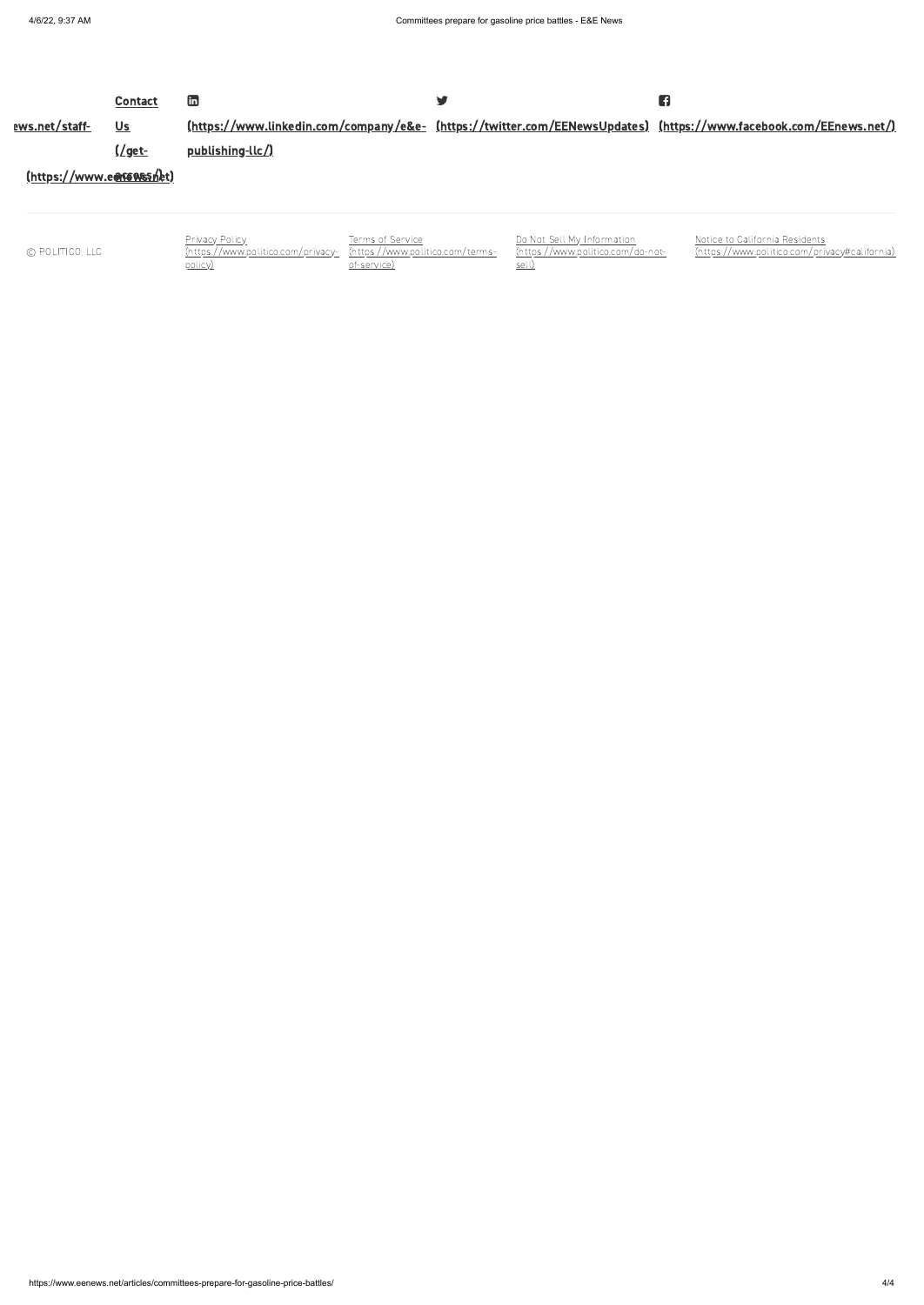ews.net/staff- (https://www.eenews.net)

Contact Us (/get-access/)

(https://www.linkedin.com/company/e&e-publishing-llc/)

(https://twitter.com/EENewsUpdates)

(https://www.facebook.com/EEnews.net/)

© POLITICO, LLC

Privacy Policy (https://www.politico.com/privacy-policy)

Terms of Service (https://www.politico.com/terms-of-service)

Do Not Sell My Information (https://www.politico.com/do-not-sell)

Notice to California Residents (https://www.politico.com/privacy#california)